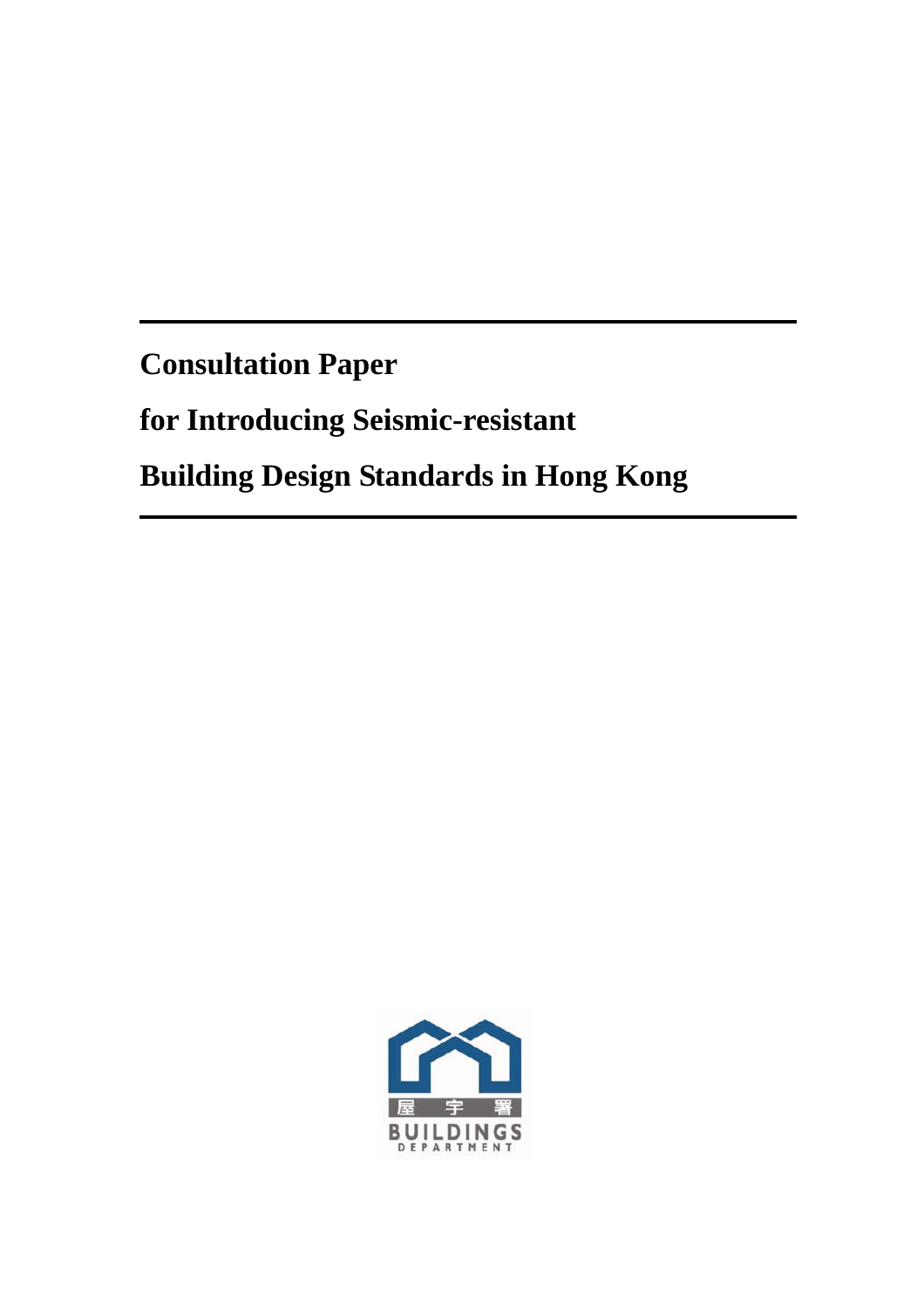# Consultation Paper

# for Introducing Seismic-resistant

# Building Design Standards in Hong Kong

屋 宇 署

BUILDINGS DEPARTMENT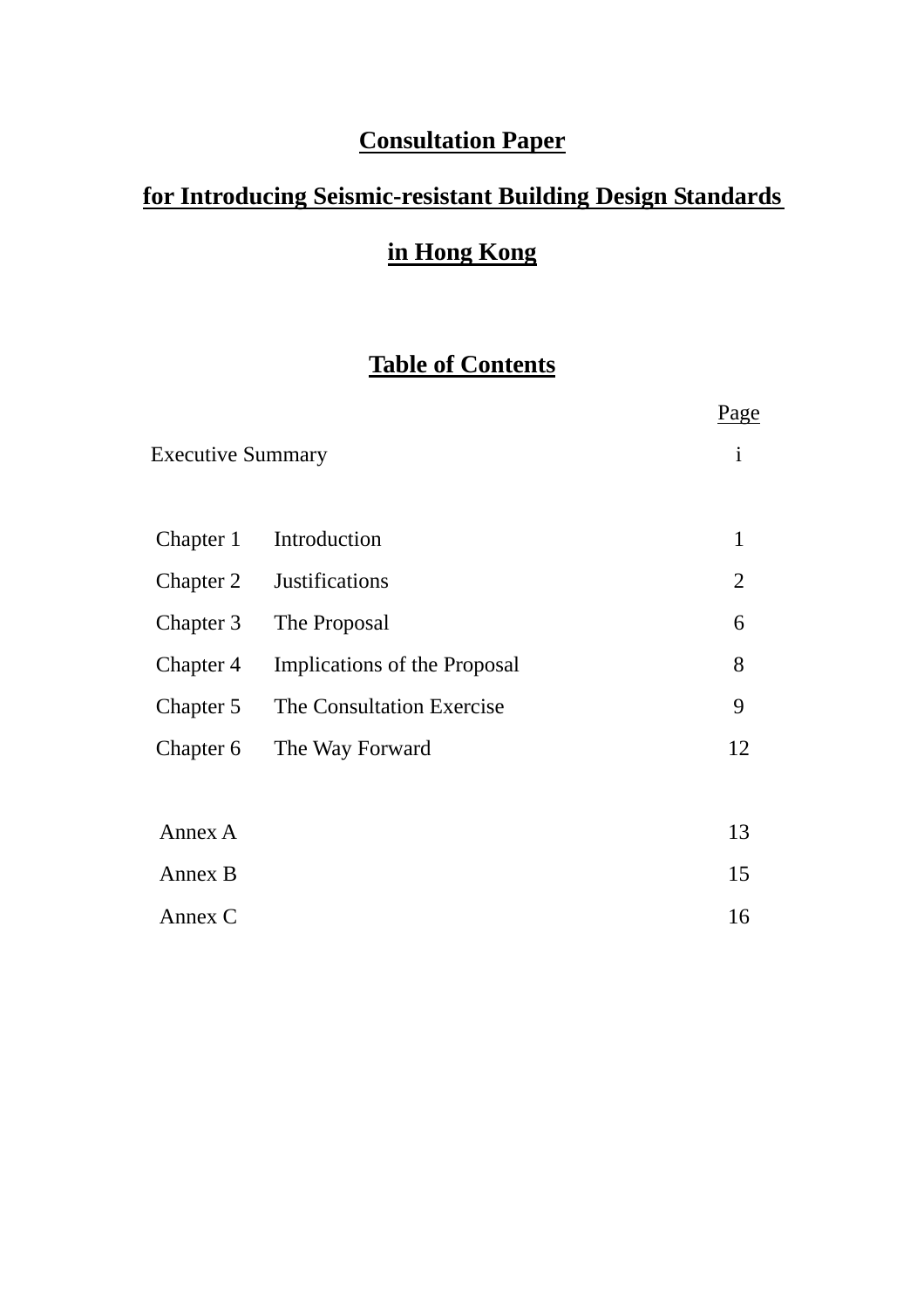# Consultation Paper

# for Introducing Seismic-resistant Building Design Standards

# in Hong Kong

## Table of Contents

| | | Page |
|---|---|---|
| Executive Summary | | i |
| | | |
| Chapter 1 | Introduction | 1 |
| Chapter 2 | Justifications | 2 |
| Chapter 3 | The Proposal | 6 |
| Chapter 4 | Implications of the Proposal | 8 |
| Chapter 5 | The Consultation Exercise | 9 |
| Chapter 6 | The Way Forward | 12 |
| | | |
| Annex A | | 13 |
| Annex B | | 15 |
| Annex C | | 16 |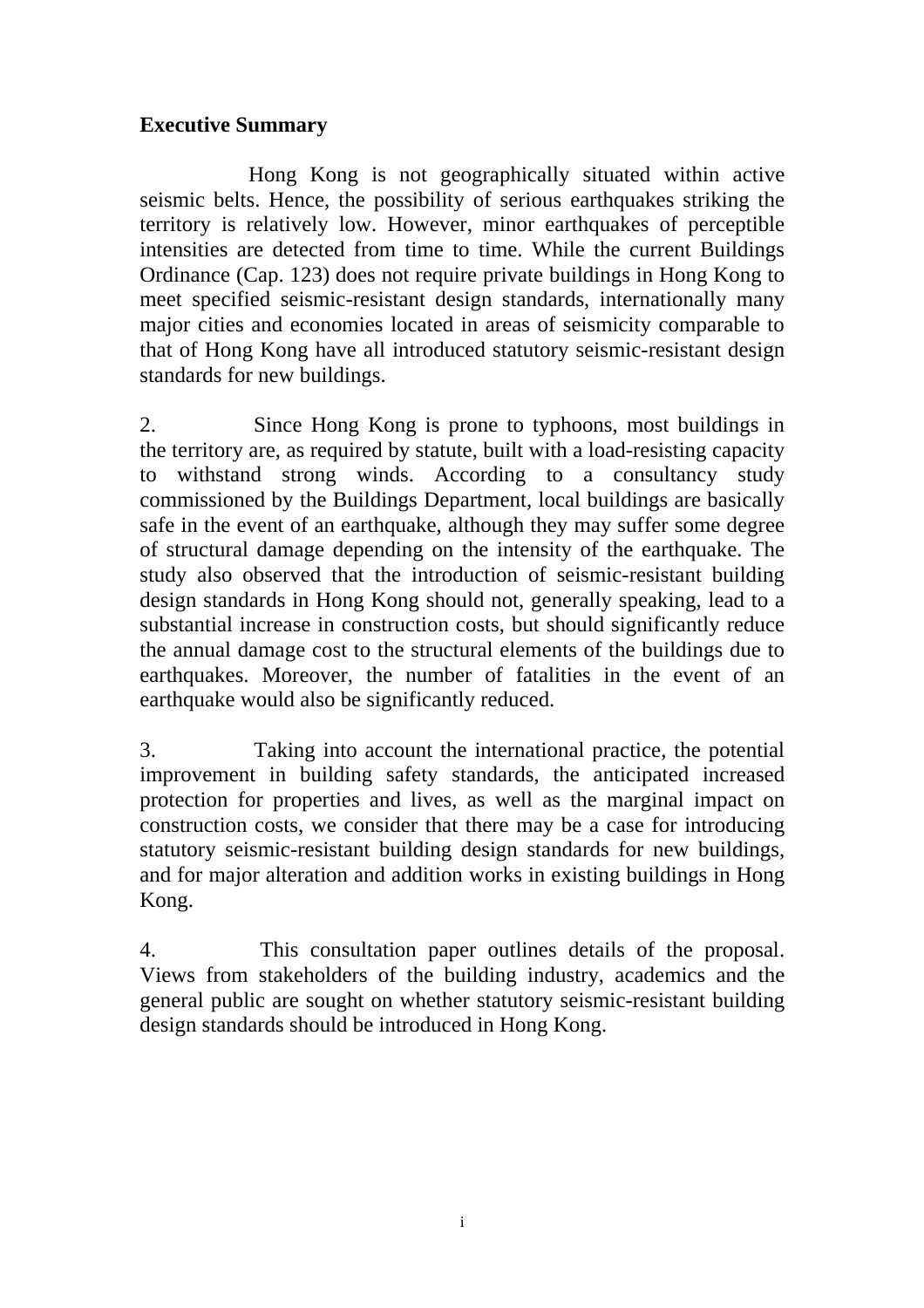**Executive Summary**

Hong Kong is not geographically situated within active seismic belts. Hence, the possibility of serious earthquakes striking the territory is relatively low. However, minor earthquakes of perceptible intensities are detected from time to time. While the current Buildings Ordinance (Cap. 123) does not require private buildings in Hong Kong to meet specified seismic-resistant design standards, internationally many major cities and economies located in areas of seismicity comparable to that of Hong Kong have all introduced statutory seismic-resistant design standards for new buildings.

2. Since Hong Kong is prone to typhoons, most buildings in the territory are, as required by statute, built with a load-resisting capacity to withstand strong winds. According to a consultancy study commissioned by the Buildings Department, local buildings are basically safe in the event of an earthquake, although they may suffer some degree of structural damage depending on the intensity of the earthquake. The study also observed that the introduction of seismic-resistant building design standards in Hong Kong should not, generally speaking, lead to a substantial increase in construction costs, but should significantly reduce the annual damage cost to the structural elements of the buildings due to earthquakes. Moreover, the number of fatalities in the event of an earthquake would also be significantly reduced.

3. Taking into account the international practice, the potential improvement in building safety standards, the anticipated increased protection for properties and lives, as well as the marginal impact on construction costs, we consider that there may be a case for introducing statutory seismic-resistant building design standards for new buildings, and for major alteration and addition works in existing buildings in Hong Kong.

4. This consultation paper outlines details of the proposal. Views from stakeholders of the building industry, academics and the general public are sought on whether statutory seismic-resistant building design standards should be introduced in Hong Kong.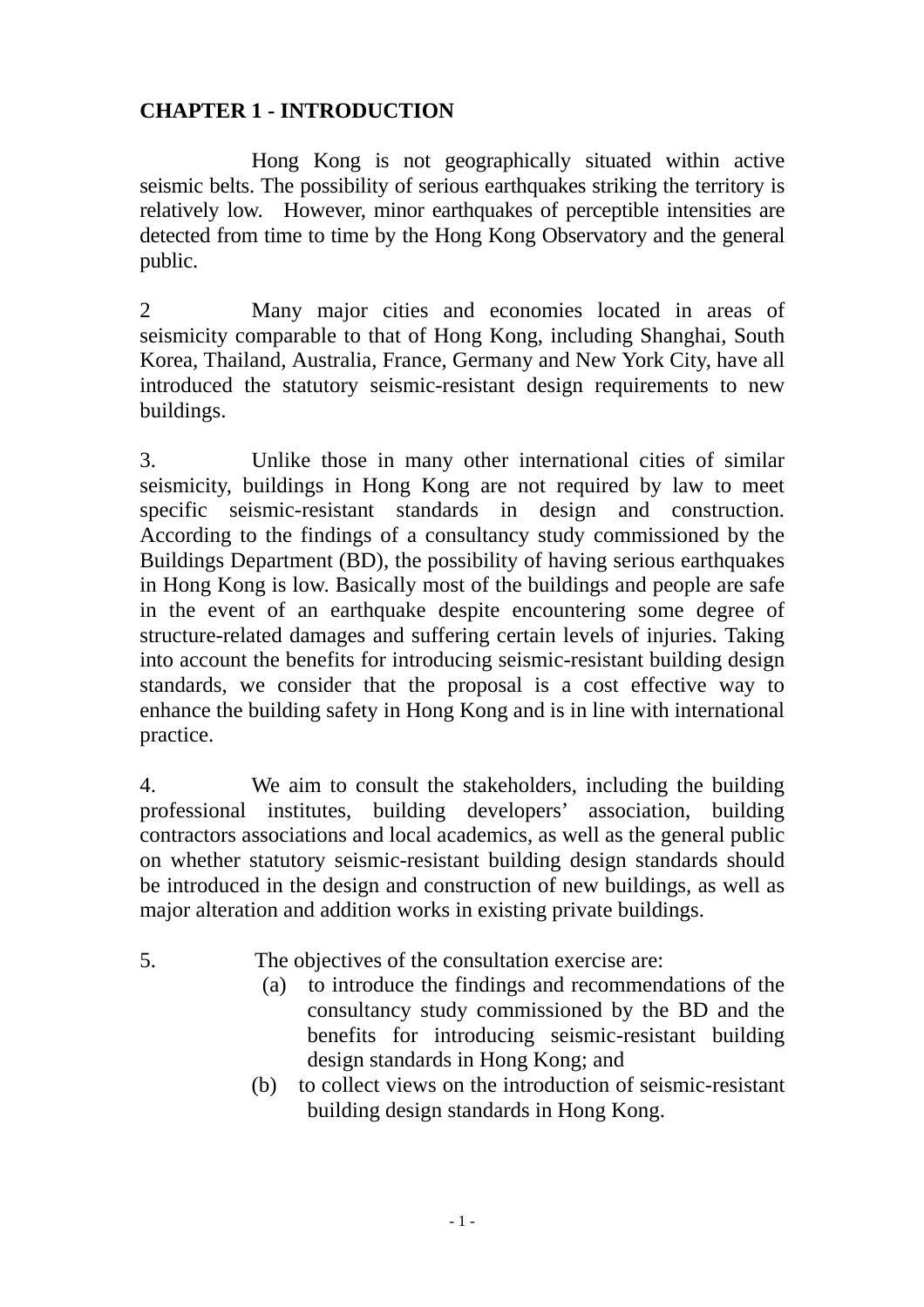# CHAPTER 1 - INTRODUCTION

Hong Kong is not geographically situated within active seismic belts. The possibility of serious earthquakes striking the territory is relatively low. However, minor earthquakes of perceptible intensities are detected from time to time by the Hong Kong Observatory and the general public.

2 Many major cities and economies located in areas of seismicity comparable to that of Hong Kong, including Shanghai, South Korea, Thailand, Australia, France, Germany and New York City, have all introduced the statutory seismic-resistant design requirements to new buildings.

3. Unlike those in many other international cities of similar seismicity, buildings in Hong Kong are not required by law to meet specific seismic-resistant standards in design and construction. According to the findings of a consultancy study commissioned by the Buildings Department (BD), the possibility of having serious earthquakes in Hong Kong is low. Basically most of the buildings and people are safe in the event of an earthquake despite encountering some degree of structure-related damages and suffering certain levels of injuries. Taking into account the benefits for introducing seismic-resistant building design standards, we consider that the proposal is a cost effective way to enhance the building safety in Hong Kong and is in line with international practice.

4. We aim to consult the stakeholders, including the building professional institutes, building developers' association, building contractors associations and local academics, as well as the general public on whether statutory seismic-resistant building design standards should be introduced in the design and construction of new buildings, as well as major alteration and addition works in existing private buildings.

5. The objectives of the consultation exercise are:

(a) to introduce the findings and recommendations of the consultancy study commissioned by the BD and the benefits for introducing seismic-resistant building design standards in Hong Kong; and

(b) to collect views on the introduction of seismic-resistant building design standards in Hong Kong.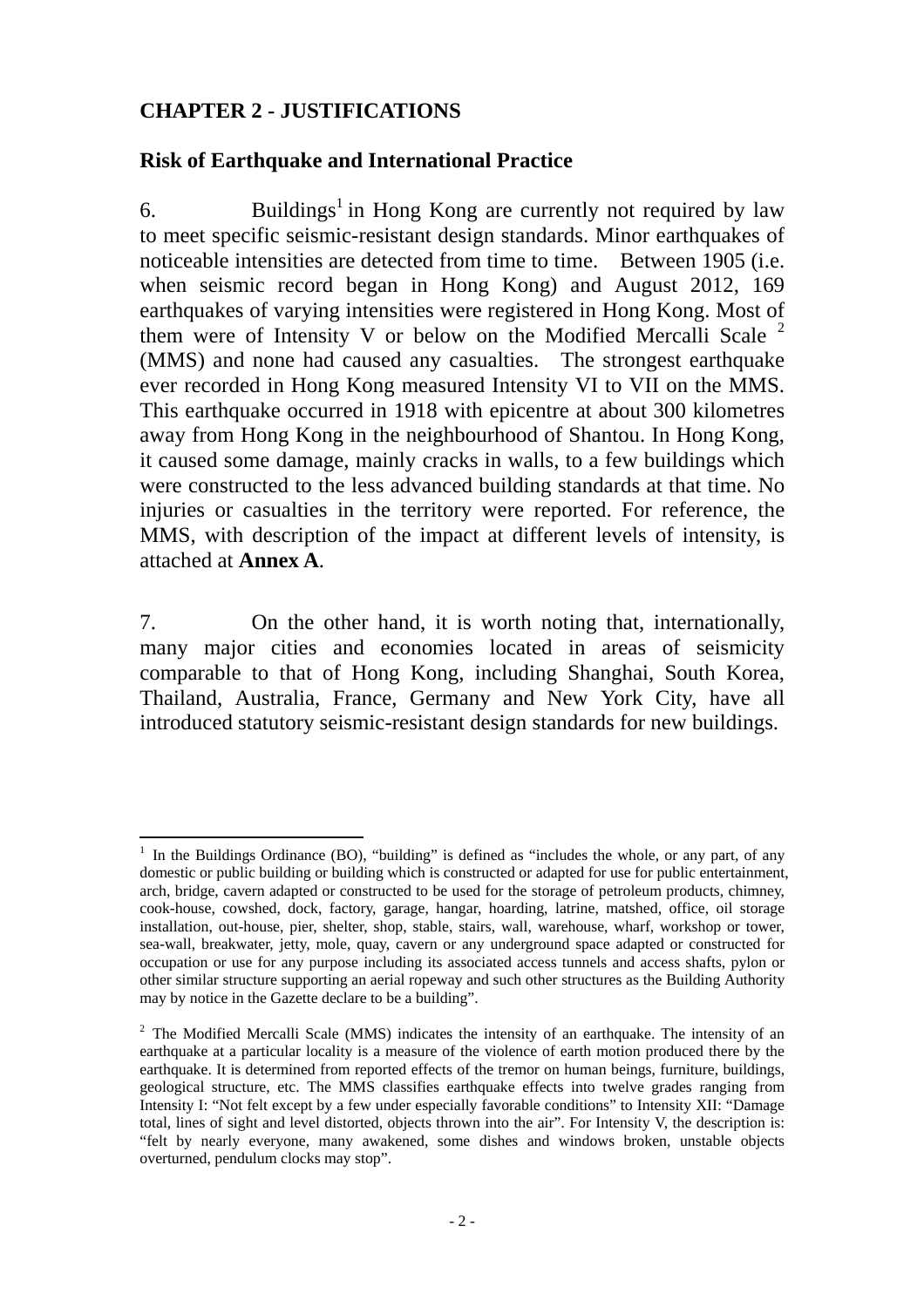## CHAPTER 2 - JUSTIFICATIONS

### Risk of Earthquake and International Practice

6. Buildings[1] in Hong Kong are currently not required by law to meet specific seismic-resistant design standards. Minor earthquakes of noticeable intensities are detected from time to time. Between 1905 (i.e. when seismic record began in Hong Kong) and August 2012, 169 earthquakes of varying intensities were registered in Hong Kong. Most of them were of Intensity V or below on the Modified Mercalli Scale [2] (MMS) and none had caused any casualties. The strongest earthquake ever recorded in Hong Kong measured Intensity VI to VII on the MMS. This earthquake occurred in 1918 with epicentre at about 300 kilometres away from Hong Kong in the neighbourhood of Shantou. In Hong Kong, it caused some damage, mainly cracks in walls, to a few buildings which were constructed to the less advanced building standards at that time. No injuries or casualties in the territory were reported. For reference, the MMS, with description of the impact at different levels of intensity, is attached at **Annex A**.

7. On the other hand, it is worth noting that, internationally, many major cities and economies located in areas of seismicity comparable to that of Hong Kong, including Shanghai, South Korea, Thailand, Australia, France, Germany and New York City, have all introduced statutory seismic-resistant design standards for new buildings.

---

[1] In the Buildings Ordinance (BO), "building" is defined as "includes the whole, or any part, of any domestic or public building or building which is constructed or adapted for use for public entertainment, arch, bridge, cavern adapted or constructed to be used for the storage of petroleum products, chimney, cook-house, cowshed, dock, factory, garage, hangar, hoarding, latrine, matshed, office, oil storage installation, out-house, pier, shelter, shop, stable, stairs, wall, warehouse, wharf, workshop or tower, sea-wall, breakwater, jetty, mole, quay, cavern or any underground space adapted or constructed for occupation or use for any purpose including its associated access tunnels and access shafts, pylon or other similar structure supporting an aerial ropeway and such other structures as the Building Authority may by notice in the Gazette declare to be a building".

[2] The Modified Mercalli Scale (MMS) indicates the intensity of an earthquake. The intensity of an earthquake at a particular locality is a measure of the violence of earth motion produced there by the earthquake. It is determined from reported effects of the tremor on human beings, furniture, buildings, geological structure, etc. The MMS classifies earthquake effects into twelve grades ranging from Intensity I: "Not felt except by a few under especially favorable conditions" to Intensity XII: "Damage total, lines of sight and level distorted, objects thrown into the air". For Intensity V, the description is: "felt by nearly everyone, many awakened, some dishes and windows broken, unstable objects overturned, pendulum clocks may stop".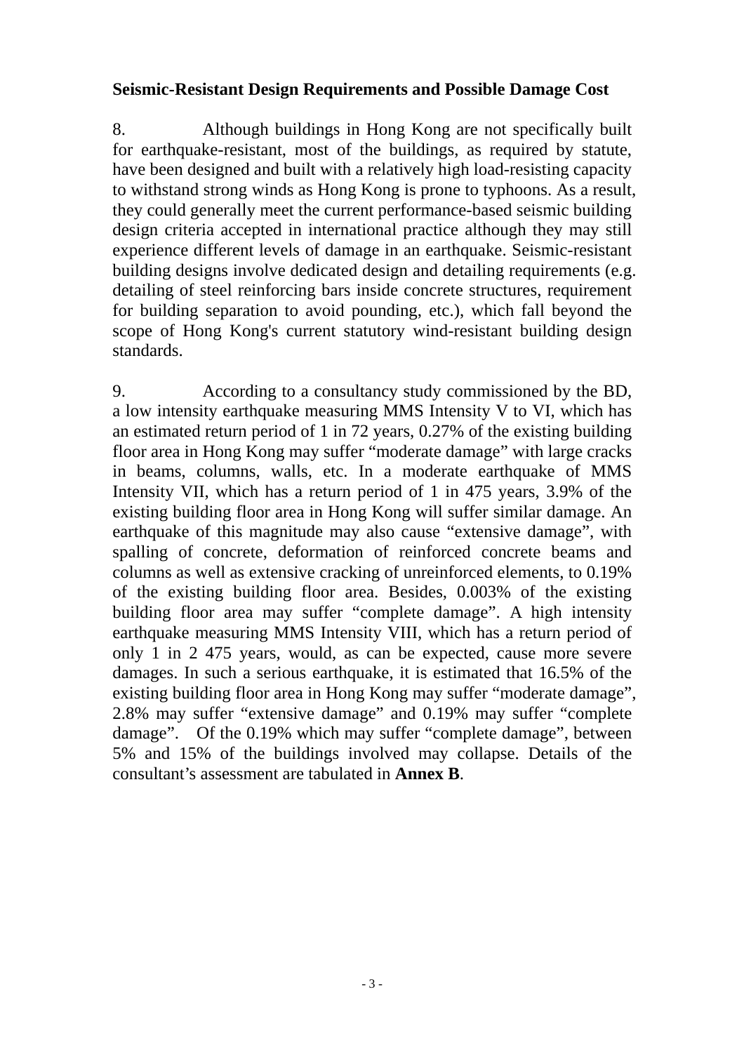**Seismic-Resistant Design Requirements and Possible Damage Cost**

8. Although buildings in Hong Kong are not specifically built for earthquake-resistant, most of the buildings, as required by statute, have been designed and built with a relatively high load-resisting capacity to withstand strong winds as Hong Kong is prone to typhoons. As a result, they could generally meet the current performance-based seismic building design criteria accepted in international practice although they may still experience different levels of damage in an earthquake. Seismic-resistant building designs involve dedicated design and detailing requirements (e.g. detailing of steel reinforcing bars inside concrete structures, requirement for building separation to avoid pounding, etc.), which fall beyond the scope of Hong Kong's current statutory wind-resistant building design standards.

9. According to a consultancy study commissioned by the BD, a low intensity earthquake measuring MMS Intensity V to VI, which has an estimated return period of 1 in 72 years, 0.27% of the existing building floor area in Hong Kong may suffer "moderate damage" with large cracks in beams, columns, walls, etc. In a moderate earthquake of MMS Intensity VII, which has a return period of 1 in 475 years, 3.9% of the existing building floor area in Hong Kong will suffer similar damage. An earthquake of this magnitude may also cause "extensive damage", with spalling of concrete, deformation of reinforced concrete beams and columns as well as extensive cracking of unreinforced elements, to 0.19% of the existing building floor area. Besides, 0.003% of the existing building floor area may suffer "complete damage". A high intensity earthquake measuring MMS Intensity VIII, which has a return period of only 1 in 2 475 years, would, as can be expected, cause more severe damages. In such a serious earthquake, it is estimated that 16.5% of the existing building floor area in Hong Kong may suffer "moderate damage", 2.8% may suffer "extensive damage" and 0.19% may suffer "complete damage". Of the 0.19% which may suffer "complete damage", between 5% and 15% of the buildings involved may collapse. Details of the consultant's assessment are tabulated in **Annex B**.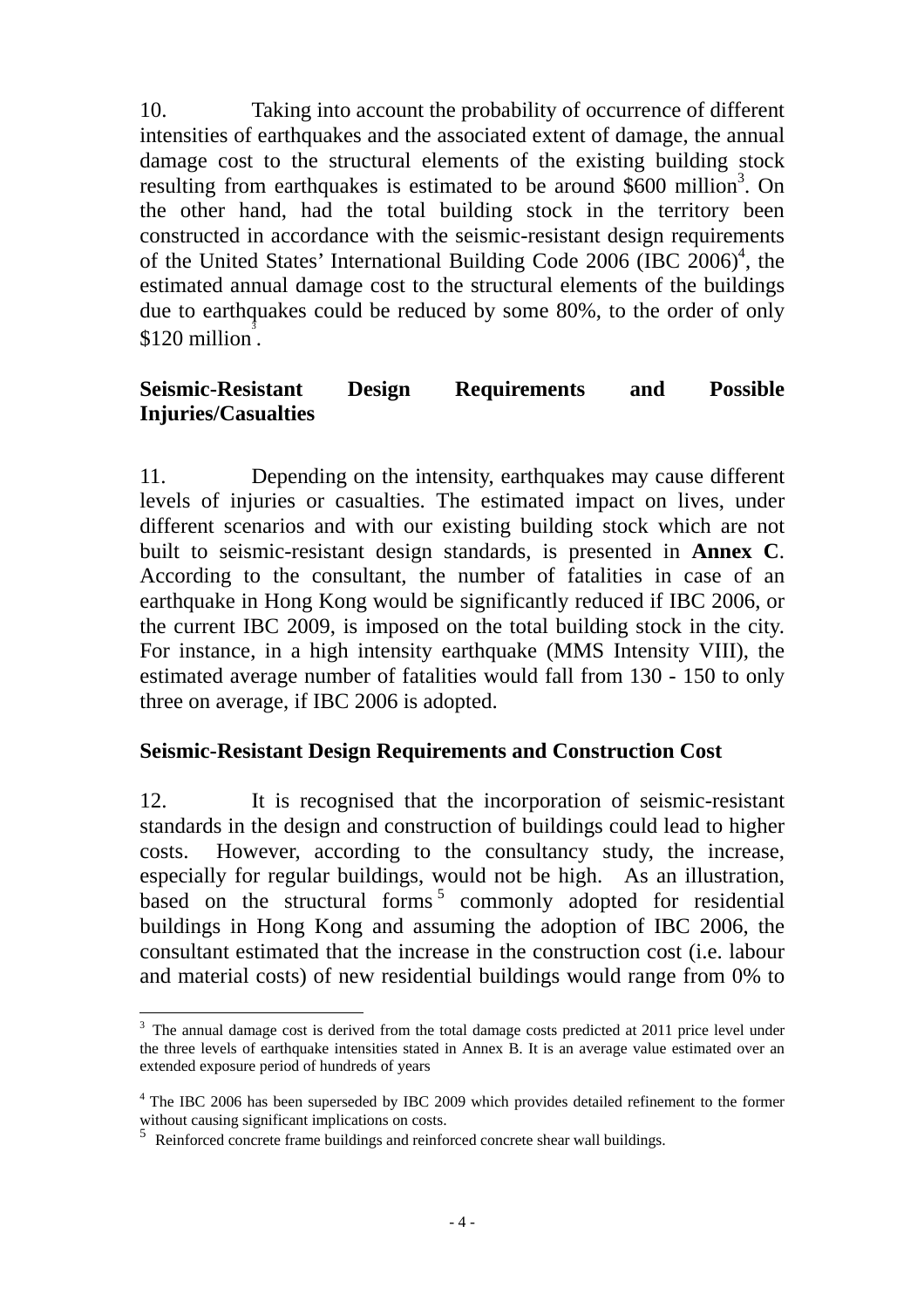10. Taking into account the probability of occurrence of different intensities of earthquakes and the associated extent of damage, the annual damage cost to the structural elements of the existing building stock resulting from earthquakes is estimated to be around $600 million[3]. On the other hand, had the total building stock in the territory been constructed in accordance with the seismic-resistant design requirements of the United States' International Building Code 2006 (IBC 2006)[4], the estimated annual damage cost to the structural elements of the buildings due to earthquakes could be reduced by some 80%, to the order of only $120 million[3].

**Seismic-Resistant Design Requirements and Possible Injuries/Casualties**

11. Depending on the intensity, earthquakes may cause different levels of injuries or casualties. The estimated impact on lives, under different scenarios and with our existing building stock which are not built to seismic-resistant design standards, is presented in **Annex C**. According to the consultant, the number of fatalities in case of an earthquake in Hong Kong would be significantly reduced if IBC 2006, or the current IBC 2009, is imposed on the total building stock in the city. For instance, in a high intensity earthquake (MMS Intensity VIII), the estimated average number of fatalities would fall from 130 - 150 to only three on average, if IBC 2006 is adopted.

**Seismic-Resistant Design Requirements and Construction Cost**

12. It is recognised that the incorporation of seismic-resistant standards in the design and construction of buildings could lead to higher costs. However, according to the consultancy study, the increase, especially for regular buildings, would not be high. As an illustration, based on the structural forms[5] commonly adopted for residential buildings in Hong Kong and assuming the adoption of IBC 2006, the consultant estimated that the increase in the construction cost (i.e. labour and material costs) of new residential buildings would range from 0% to

---

[3] The annual damage cost is derived from the total damage costs predicted at 2011 price level under the three levels of earthquake intensities stated in Annex B. It is an average value estimated over an extended exposure period of hundreds of years

[4] The IBC 2006 has been superseded by IBC 2009 which provides detailed refinement to the former without causing significant implications on costs.

[5] Reinforced concrete frame buildings and reinforced concrete shear wall buildings.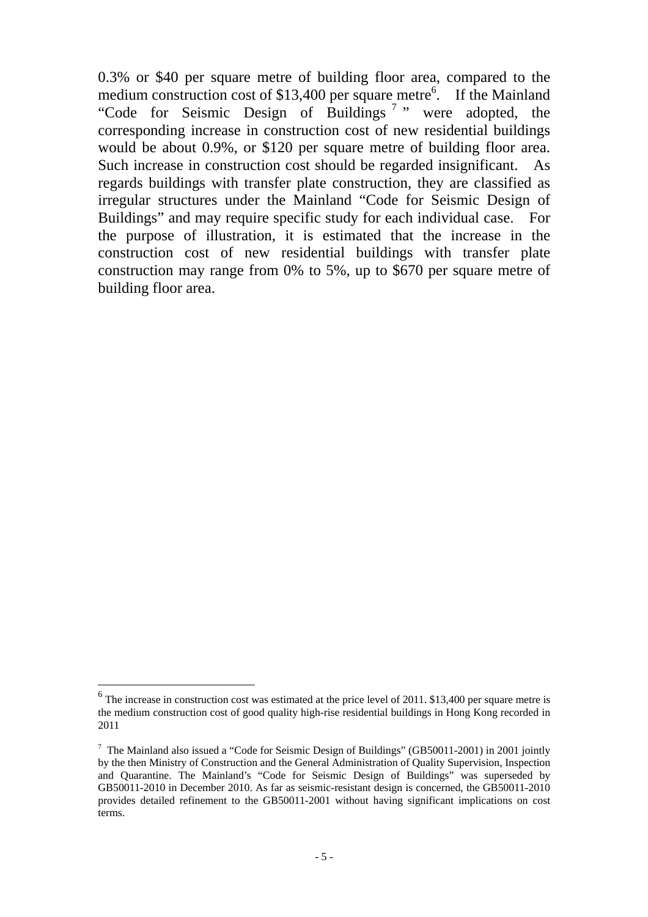0.3% or $40 per square metre of building floor area, compared to the medium construction cost of $13,400 per square metre[6]. If the Mainland "Code for Seismic Design of Buildings[7]" were adopted, the corresponding increase in construction cost of new residential buildings would be about 0.9%, or $120 per square metre of building floor area. Such increase in construction cost should be regarded insignificant. As regards buildings with transfer plate construction, they are classified as irregular structures under the Mainland "Code for Seismic Design of Buildings" and may require specific study for each individual case. For the purpose of illustration, it is estimated that the increase in the construction cost of new residential buildings with transfer plate construction may range from 0% to 5%, up to $670 per square metre of building floor area.

---

[6] The increase in construction cost was estimated at the price level of 2011. $13,400 per square metre is the medium construction cost of good quality high-rise residential buildings in Hong Kong recorded in 2011

[7] The Mainland also issued a "Code for Seismic Design of Buildings" (GB50011-2001) in 2001 jointly by the then Ministry of Construction and the General Administration of Quality Supervision, Inspection and Quarantine. The Mainland's "Code for Seismic Design of Buildings" was superseded by GB50011-2010 in December 2010. As far as seismic-resistant design is concerned, the GB50011-2010 provides detailed refinement to the GB50011-2001 without having significant implications on cost terms.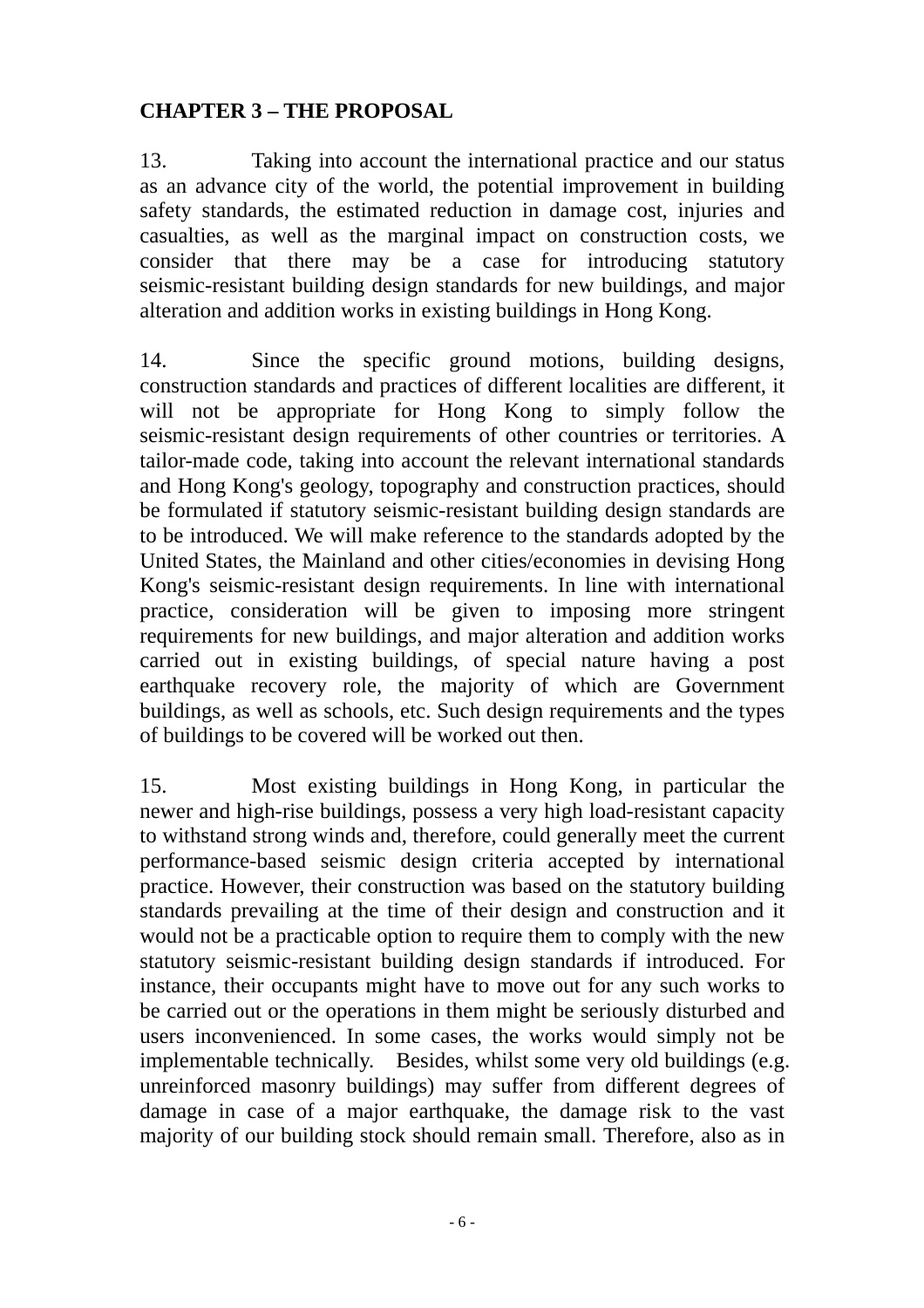## CHAPTER 3 – THE PROPOSAL

13. Taking into account the international practice and our status as an advance city of the world, the potential improvement in building safety standards, the estimated reduction in damage cost, injuries and casualties, as well as the marginal impact on construction costs, we consider that there may be a case for introducing statutory seismic-resistant building design standards for new buildings, and major alteration and addition works in existing buildings in Hong Kong.

14. Since the specific ground motions, building designs, construction standards and practices of different localities are different, it will not be appropriate for Hong Kong to simply follow the seismic-resistant design requirements of other countries or territories. A tailor-made code, taking into account the relevant international standards and Hong Kong's geology, topography and construction practices, should be formulated if statutory seismic-resistant building design standards are to be introduced. We will make reference to the standards adopted by the United States, the Mainland and other cities/economies in devising Hong Kong's seismic-resistant design requirements. In line with international practice, consideration will be given to imposing more stringent requirements for new buildings, and major alteration and addition works carried out in existing buildings, of special nature having a post earthquake recovery role, the majority of which are Government buildings, as well as schools, etc. Such design requirements and the types of buildings to be covered will be worked out then.

15. Most existing buildings in Hong Kong, in particular the newer and high-rise buildings, possess a very high load-resistant capacity to withstand strong winds and, therefore, could generally meet the current performance-based seismic design criteria accepted by international practice. However, their construction was based on the statutory building standards prevailing at the time of their design and construction and it would not be a practicable option to require them to comply with the new statutory seismic-resistant building design standards if introduced. For instance, their occupants might have to move out for any such works to be carried out or the operations in them might be seriously disturbed and users inconvenienced. In some cases, the works would simply not be implementable technically. Besides, whilst some very old buildings (e.g. unreinforced masonry buildings) may suffer from different degrees of damage in case of a major earthquake, the damage risk to the vast majority of our building stock should remain small. Therefore, also as in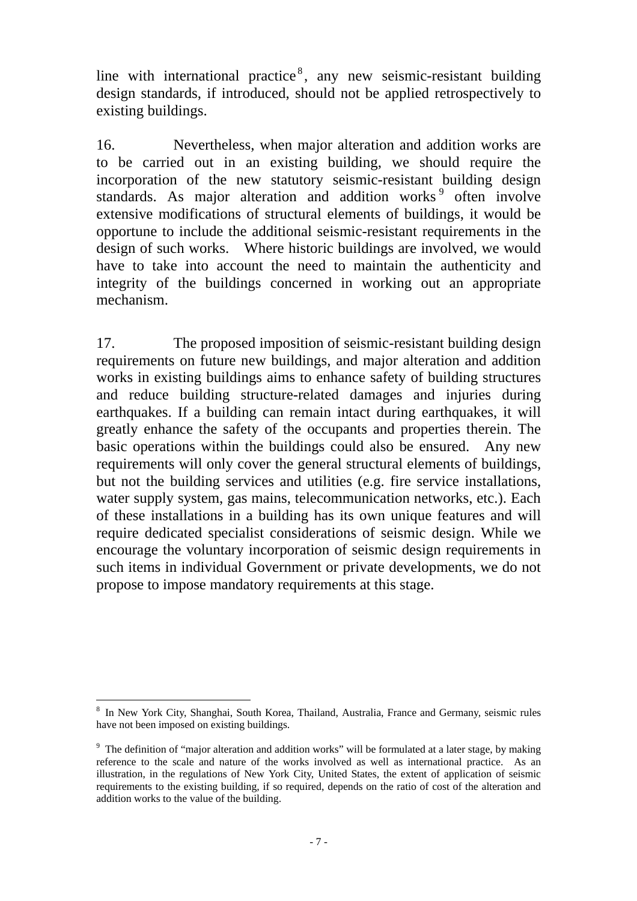line with international practice[8], any new seismic-resistant building design standards, if introduced, should not be applied retrospectively to existing buildings.

16. Nevertheless, when major alteration and addition works are to be carried out in an existing building, we should require the incorporation of the new statutory seismic-resistant building design standards. As major alteration and addition works[9] often involve extensive modifications of structural elements of buildings, it would be opportune to include the additional seismic-resistant requirements in the design of such works. Where historic buildings are involved, we would have to take into account the need to maintain the authenticity and integrity of the buildings concerned in working out an appropriate mechanism.

17. The proposed imposition of seismic-resistant building design requirements on future new buildings, and major alteration and addition works in existing buildings aims to enhance safety of building structures and reduce building structure-related damages and injuries during earthquakes. If a building can remain intact during earthquakes, it will greatly enhance the safety of the occupants and properties therein. The basic operations within the buildings could also be ensured. Any new requirements will only cover the general structural elements of buildings, but not the building services and utilities (e.g. fire service installations, water supply system, gas mains, telecommunication networks, etc.). Each of these installations in a building has its own unique features and will require dedicated specialist considerations of seismic design. While we encourage the voluntary incorporation of seismic design requirements in such items in individual Government or private developments, we do not propose to impose mandatory requirements at this stage.

---

[8] In New York City, Shanghai, South Korea, Thailand, Australia, France and Germany, seismic rules have not been imposed on existing buildings.

[9] The definition of "major alteration and addition works" will be formulated at a later stage, by making reference to the scale and nature of the works involved as well as international practice. As an illustration, in the regulations of New York City, United States, the extent of application of seismic requirements to the existing building, if so required, depends on the ratio of cost of the alteration and addition works to the value of the building.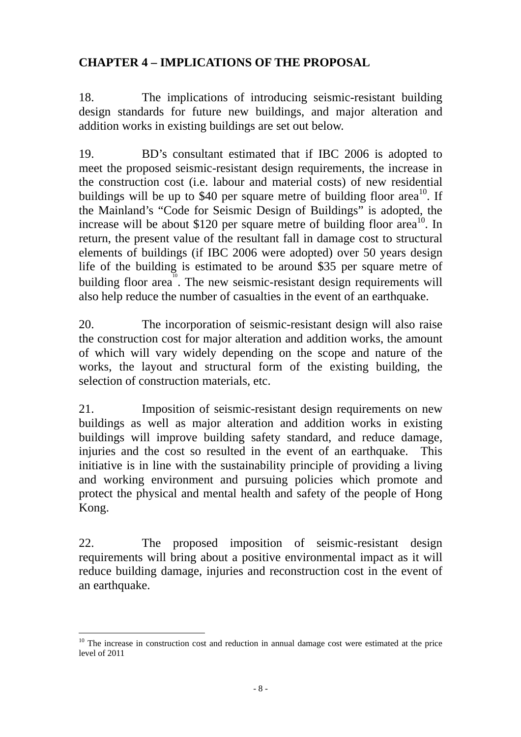## CHAPTER 4 – IMPLICATIONS OF THE PROPOSAL

18. The implications of introducing seismic-resistant building design standards for future new buildings, and major alteration and addition works in existing buildings are set out below.

19. BD's consultant estimated that if IBC 2006 is adopted to meet the proposed seismic-resistant design requirements, the increase in the construction cost (i.e. labour and material costs) of new residential buildings will be up to $40 per square metre of building floor area[10]. If the Mainland's "Code for Seismic Design of Buildings" is adopted, the increase will be about $120 per square metre of building floor area[10]. In return, the present value of the resultant fall in damage cost to structural elements of buildings (if IBC 2006 were adopted) over 50 years design life of the building is estimated to be around $35 per square metre of building floor area[10]. The new seismic-resistant design requirements will also help reduce the number of casualties in the event of an earthquake.

20. The incorporation of seismic-resistant design will also raise the construction cost for major alteration and addition works, the amount of which will vary widely depending on the scope and nature of the works, the layout and structural form of the existing building, the selection of construction materials, etc.

21. Imposition of seismic-resistant design requirements on new buildings as well as major alteration and addition works in existing buildings will improve building safety standard, and reduce damage, injuries and the cost so resulted in the event of an earthquake. This initiative is in line with the sustainability principle of providing a living and working environment and pursuing policies which promote and protect the physical and mental health and safety of the people of Hong Kong.

22. The proposed imposition of seismic-resistant design requirements will bring about a positive environmental impact as it will reduce building damage, injuries and reconstruction cost in the event of an earthquake.

---

[10] The increase in construction cost and reduction in annual damage cost were estimated at the price level of 2011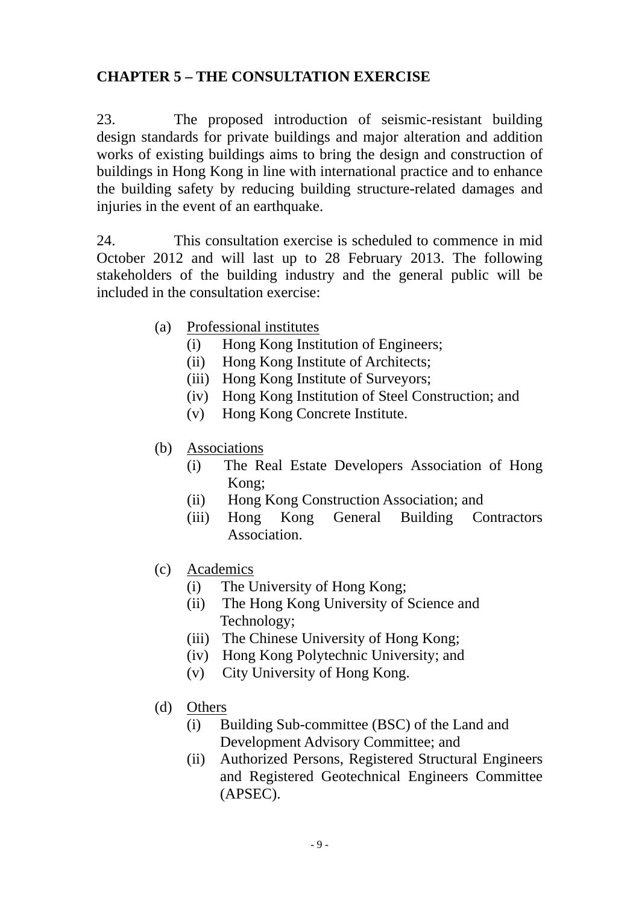# CHAPTER 5 – THE CONSULTATION EXERCISE

23. The proposed introduction of seismic-resistant building design standards for private buildings and major alteration and addition works of existing buildings aims to bring the design and construction of buildings in Hong Kong in line with international practice and to enhance the building safety by reducing building structure-related damages and injuries in the event of an earthquake.

24. This consultation exercise is scheduled to commence in mid October 2012 and will last up to 28 February 2013. The following stakeholders of the building industry and the general public will be included in the consultation exercise:

(a) Professional institutes
 (i) Hong Kong Institution of Engineers;
 (ii) Hong Kong Institute of Architects;
 (iii) Hong Kong Institute of Surveyors;
 (iv) Hong Kong Institution of Steel Construction; and
 (v) Hong Kong Concrete Institute.

(b) Associations
 (i) The Real Estate Developers Association of Hong Kong;
 (ii) Hong Kong Construction Association; and
 (iii) Hong Kong General Building Contractors Association.

(c) Academics
 (i) The University of Hong Kong;
 (ii) The Hong Kong University of Science and Technology;
 (iii) The Chinese University of Hong Kong;
 (iv) Hong Kong Polytechnic University; and
 (v) City University of Hong Kong.

(d) Others
 (i) Building Sub-committee (BSC) of the Land and Development Advisory Committee; and
 (ii) Authorized Persons, Registered Structural Engineers and Registered Geotechnical Engineers Committee (APSEC).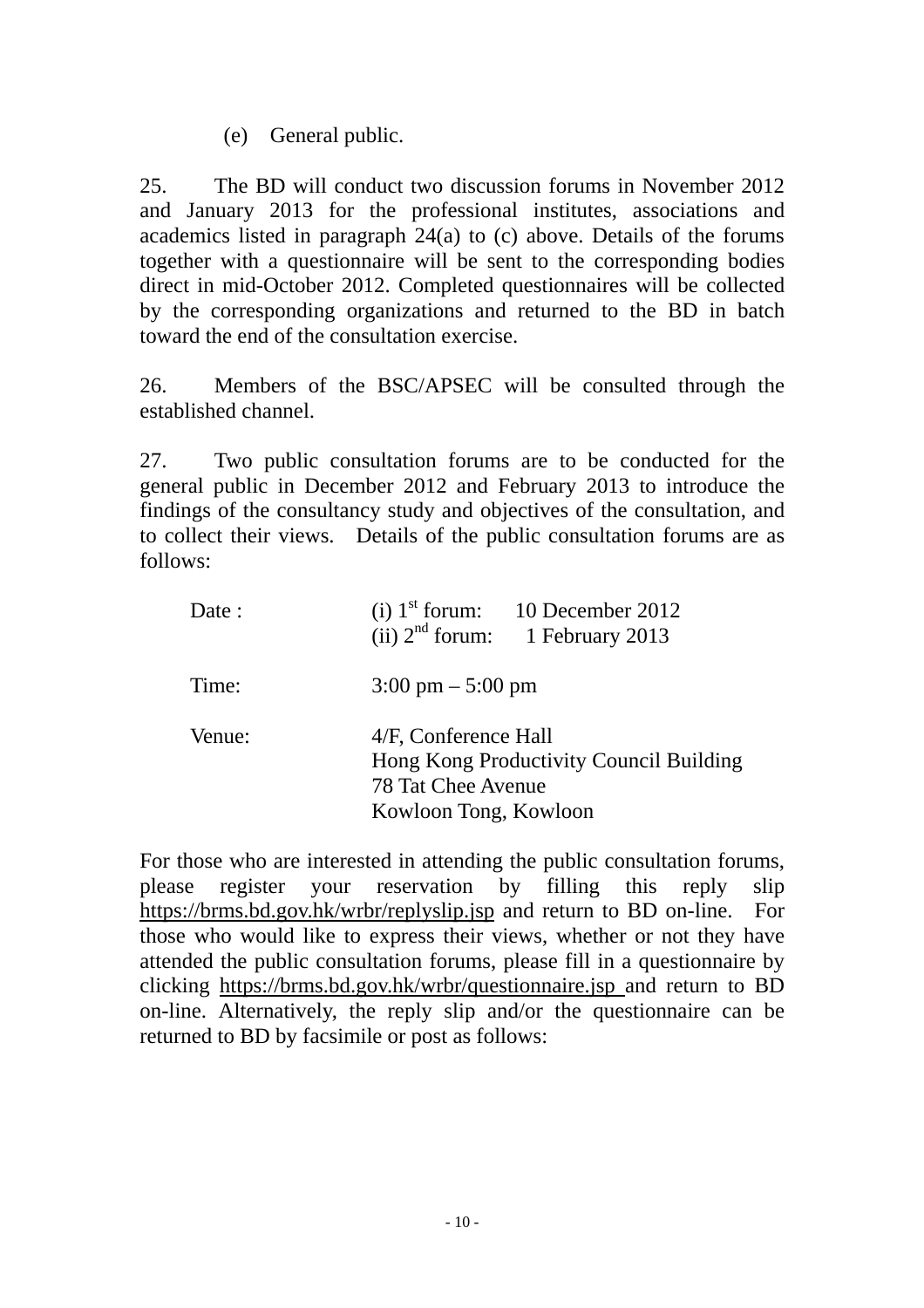(e) General public.

25. The BD will conduct two discussion forums in November 2012 and January 2013 for the professional institutes, associations and academics listed in paragraph 24(a) to (c) above. Details of the forums together with a questionnaire will be sent to the corresponding bodies direct in mid-October 2012. Completed questionnaires will be collected by the corresponding organizations and returned to the BD in batch toward the end of the consultation exercise.

26. Members of the BSC/APSEC will be consulted through the established channel.

27. Two public consultation forums are to be conducted for the general public in December 2012 and February 2013 to introduce the findings of the consultancy study and objectives of the consultation, and to collect their views. Details of the public consultation forums are as follows:

| | |
|---|---|
| Date : | (i) 1st forum: 10 December 2012<br>(ii) 2nd forum: 1 February 2013 |
| Time: | 3:00 pm – 5:00 pm |
| Venue: | 4/F, Conference Hall<br>Hong Kong Productivity Council Building<br>78 Tat Chee Avenue<br>Kowloon Tong, Kowloon |

For those who are interested in attending the public consultation forums, please register your reservation by filling this reply slip https://brms.bd.gov.hk/wrbr/replyslip.jsp and return to BD on-line. For those who would like to express their views, whether or not they have attended the public consultation forums, please fill in a questionnaire by clicking https://brms.bd.gov.hk/wrbr/questionnaire.jsp and return to BD on-line. Alternatively, the reply slip and/or the questionnaire can be returned to BD by facsimile or post as follows: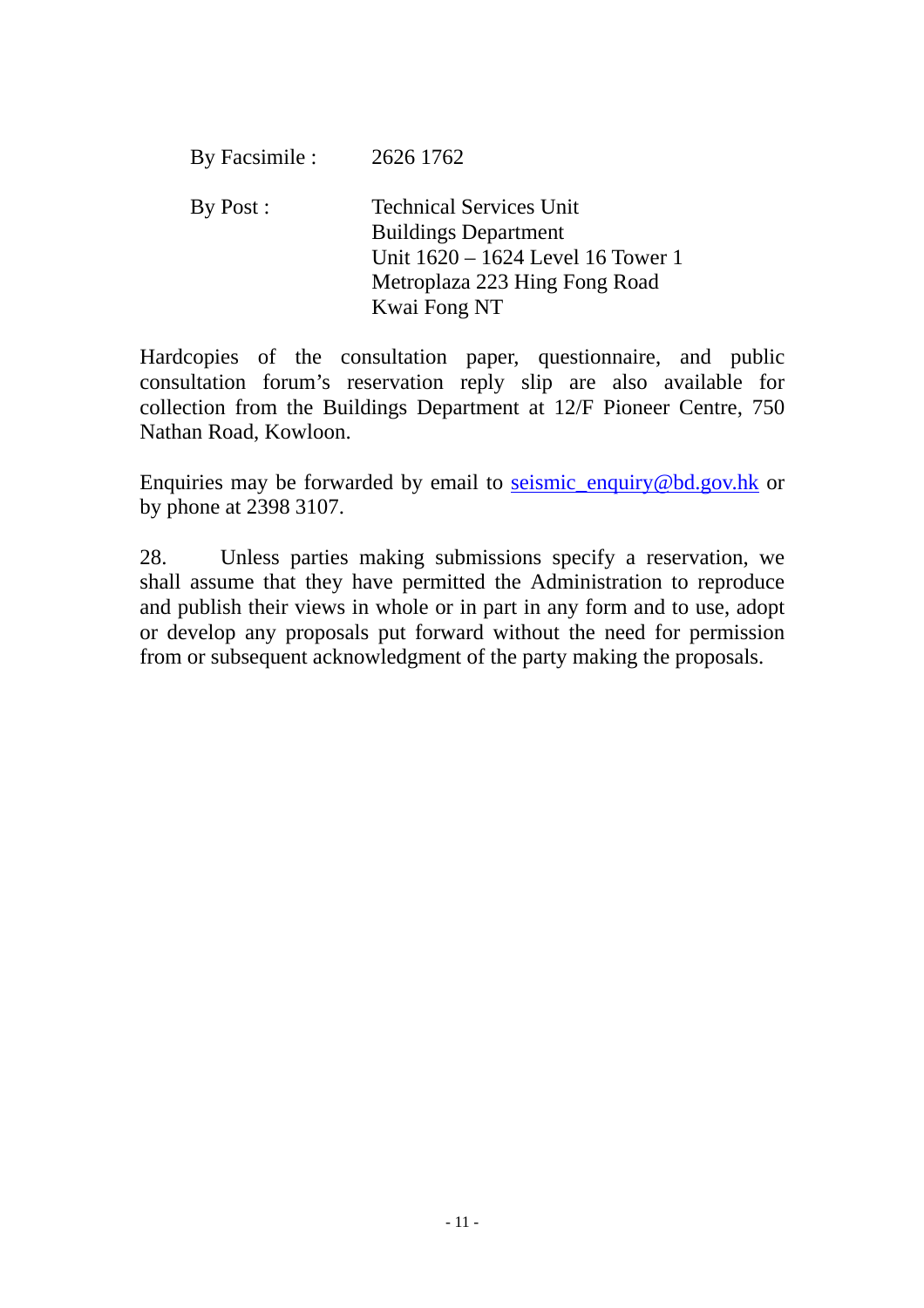By Facsimile : 2626 1762

By Post : Technical Services Unit
Buildings Department
Unit 1620 – 1624 Level 16 Tower 1
Metroplaza 223 Hing Fong Road
Kwai Fong NT

Hardcopies of the consultation paper, questionnaire, and public consultation forum's reservation reply slip are also available for collection from the Buildings Department at 12/F Pioneer Centre, 750 Nathan Road, Kowloon.

Enquiries may be forwarded by email to seismic_enquiry@bd.gov.hk or by phone at 2398 3107.

28. Unless parties making submissions specify a reservation, we shall assume that they have permitted the Administration to reproduce and publish their views in whole or in part in any form and to use, adopt or develop any proposals put forward without the need for permission from or subsequent acknowledgment of the party making the proposals.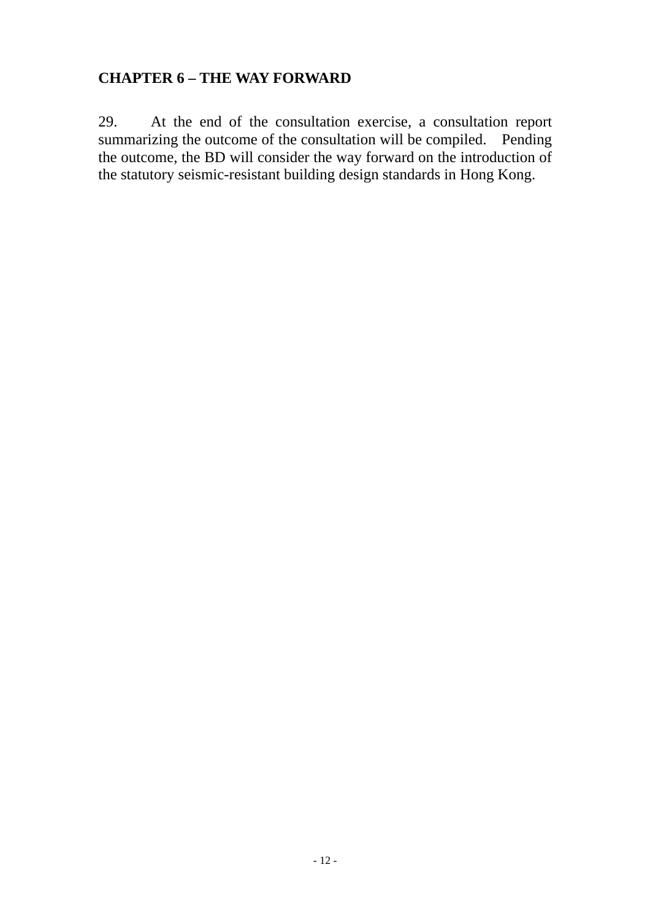## CHAPTER 6 – THE WAY FORWARD

29. At the end of the consultation exercise, a consultation report summarizing the outcome of the consultation will be compiled. Pending the outcome, the BD will consider the way forward on the introduction of the statutory seismic-resistant building design standards in Hong Kong.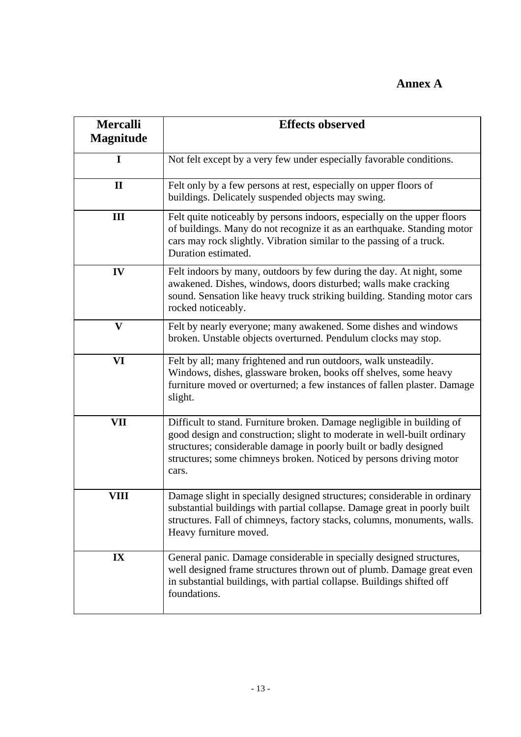# Annex A

| Mercalli Magnitude | Effects observed |
|---|---|
| I | Not felt except by a very few under especially favorable conditions. |
| II | Felt only by a few persons at rest, especially on upper floors of buildings. Delicately suspended objects may swing. |
| III | Felt quite noticeably by persons indoors, especially on the upper floors of buildings. Many do not recognize it as an earthquake. Standing motor cars may rock slightly. Vibration similar to the passing of a truck. Duration estimated. |
| IV | Felt indoors by many, outdoors by few during the day. At night, some awakened. Dishes, windows, doors disturbed; walls make cracking sound. Sensation like heavy truck striking building. Standing motor cars rocked noticeably. |
| V | Felt by nearly everyone; many awakened. Some dishes and windows broken. Unstable objects overturned. Pendulum clocks may stop. |
| VI | Felt by all; many frightened and run outdoors, walk unsteadily. Windows, dishes, glassware broken, books off shelves, some heavy furniture moved or overturned; a few instances of fallen plaster. Damage slight. |
| VII | Difficult to stand. Furniture broken. Damage negligible in building of good design and construction; slight to moderate in well-built ordinary structures; considerable damage in poorly built or badly designed structures; some chimneys broken. Noticed by persons driving motor cars. |
| VIII | Damage slight in specially designed structures; considerable in ordinary substantial buildings with partial collapse. Damage great in poorly built structures. Fall of chimneys, factory stacks, columns, monuments, walls. Heavy furniture moved. |
| IX | General panic. Damage considerable in specially designed structures, well designed frame structures thrown out of plumb. Damage great even in substantial buildings, with partial collapse. Buildings shifted off foundations. |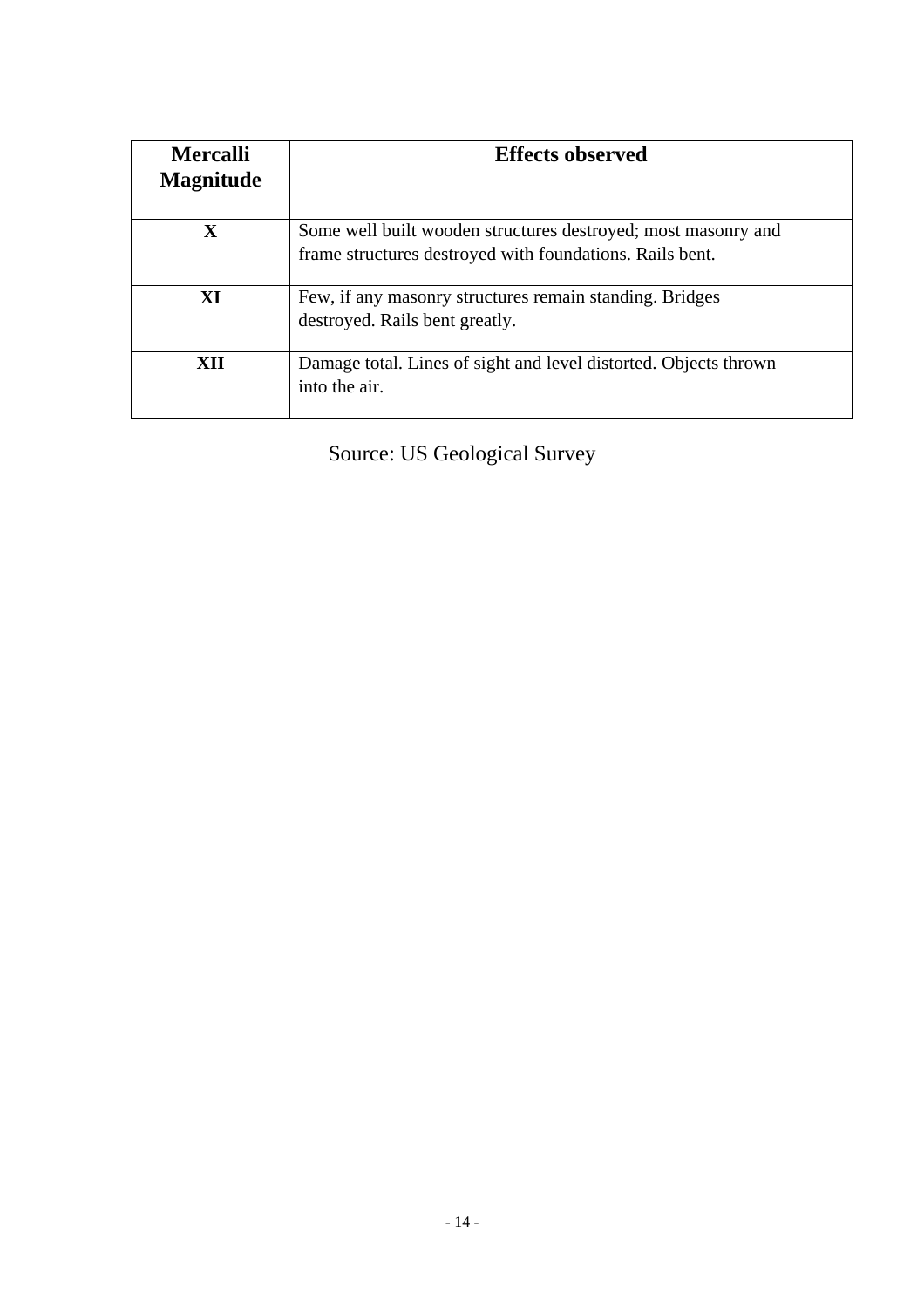| **Mercalli Magnitude** | **Effects observed** |
|---|---|
| **X** | Some well built wooden structures destroyed; most masonry and frame structures destroyed with foundations. Rails bent. |
| **XI** | Few, if any masonry structures remain standing. Bridges destroyed. Rails bent greatly. |
| **XII** | Damage total. Lines of sight and level distorted. Objects thrown into the air. |

Source: US Geological Survey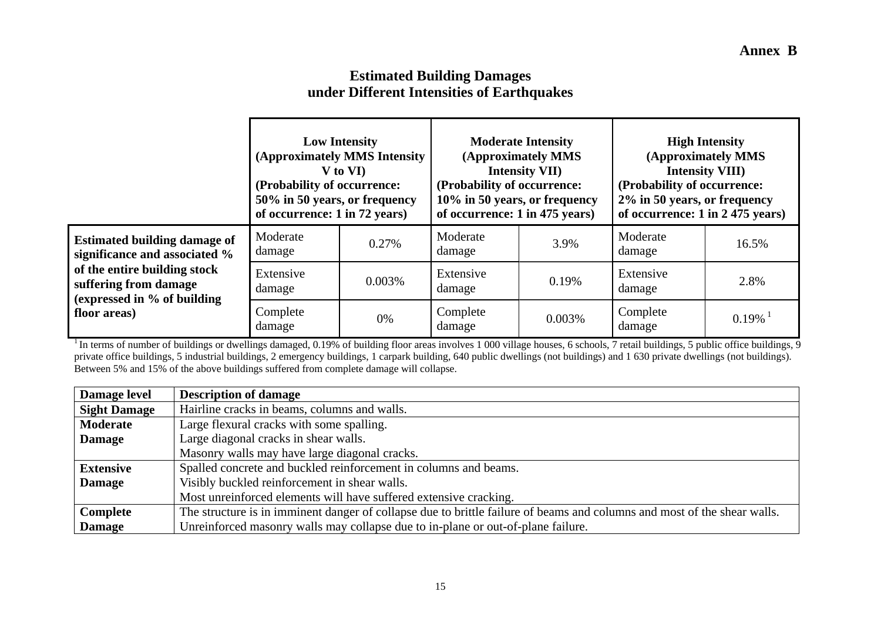**Annex B**

# Estimated Building Damages under Different Intensities of Earthquakes

| | **Low Intensity (Approximately MMS Intensity V to VI) (Probability of occurrence: 50% in 50 years, or frequency of occurrence: 1 in 72 years)** | | **Moderate Intensity (Approximately MMS Intensity VII) (Probability of occurrence: 10% in 50 years, or frequency of occurrence: 1 in 475 years)** | | **High Intensity (Approximately MMS Intensity VIII) (Probability of occurrence: 2% in 50 years, or frequency of occurrence: 1 in 2 475 years)** | |
|---|---|---|---|---|---|---|
| **Estimated building damage of significance and associated % of the entire building stock suffering from damage (expressed in % of building floor areas)** | Moderate damage | 0.27% | Moderate damage | 3.9% | Moderate damage | 16.5% |
| | Extensive damage | 0.003% | Extensive damage | 0.19% | Extensive damage | 2.8% |
| | Complete damage | 0% | Complete damage | 0.003% | Complete damage | 0.19% [1] |

[1] In terms of number of buildings or dwellings damaged, 0.19% of building floor areas involves 1 000 village houses, 6 schools, 7 retail buildings, 5 public office buildings, 9 private office buildings, 5 industrial buildings, 2 emergency buildings, 1 carpark building, 640 public dwellings (not buildings) and 1 630 private dwellings (not buildings). Between 5% and 15% of the above buildings suffered from complete damage will collapse.

| **Damage level** | **Description of damage** |
|---|---|
| **Sight Damage** | Hairline cracks in beams, columns and walls. |
| **Moderate Damage** | Large flexural cracks with some spalling.<br>Large diagonal cracks in shear walls.<br>Masonry walls may have large diagonal cracks. |
| **Extensive Damage** | Spalled concrete and buckled reinforcement in columns and beams.<br>Visibly buckled reinforcement in shear walls.<br>Most unreinforced elements will have suffered extensive cracking. |
| **Complete Damage** | The structure is in imminent danger of collapse due to brittle failure of beams and columns and most of the shear walls.<br>Unreinforced masonry walls may collapse due to in-plane or out-of-plane failure. |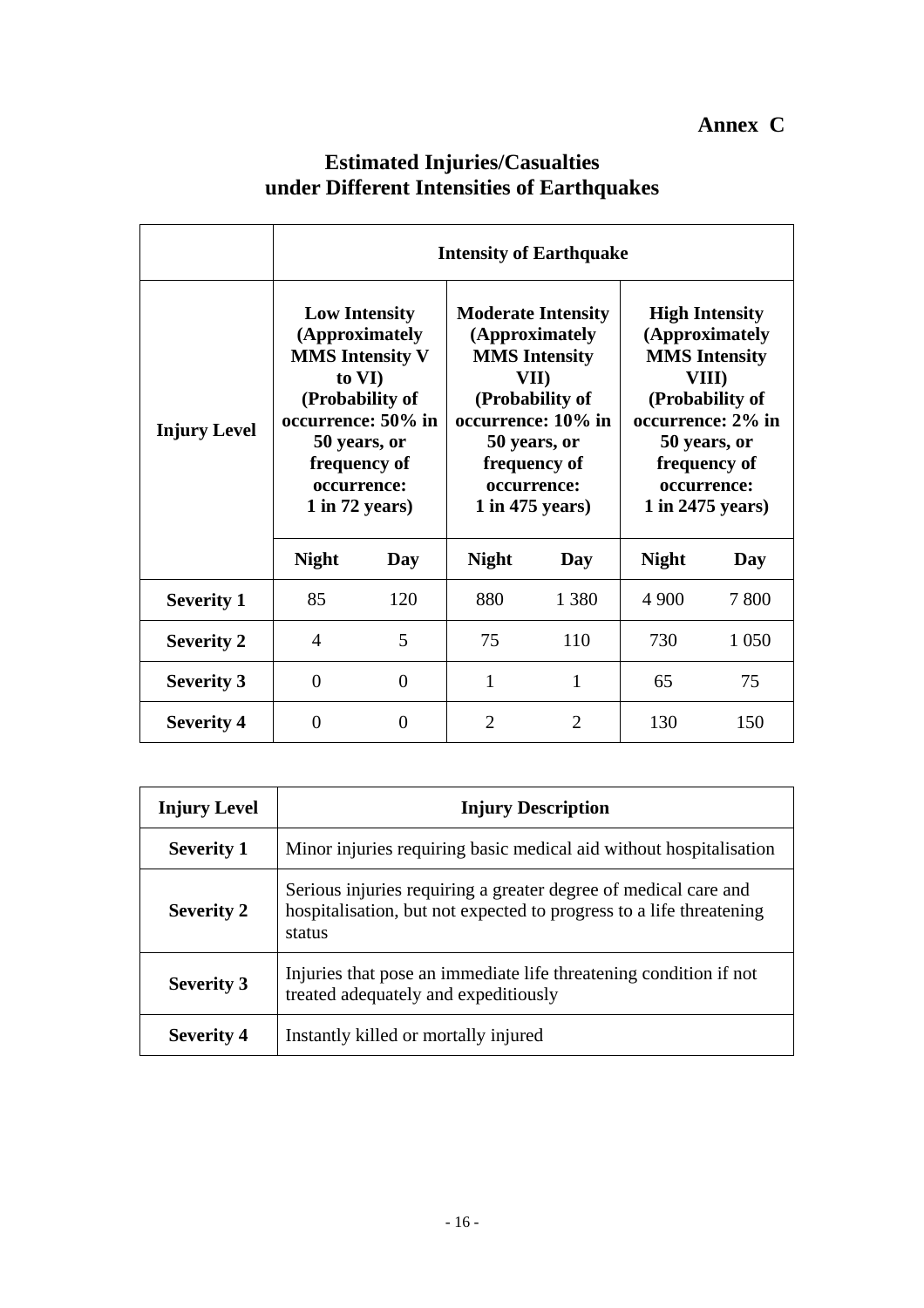**Annex C**

## Estimated Injuries/Casualties under Different Intensities of Earthquakes

| Injury Level | Intensity of Earthquake | | | | | |
|---|---|---|---|---|---|---|
| | Low Intensity (Approximately MMS Intensity V to VI) (Probability of occurrence: 50% in 50 years, or frequency of occurrence: 1 in 72 years) | | Moderate Intensity (Approximately MMS Intensity VII) (Probability of occurrence: 10% in 50 years, or frequency of occurrence: 1 in 475 years) | | High Intensity (Approximately MMS Intensity VIII) (Probability of occurrence: 2% in 50 years, or frequency of occurrence: 1 in 2475 years) | |
| | Night | Day | Night | Day | Night | Day |
| **Severity 1** | 85 | 120 | 880 | 1 380 | 4 900 | 7 800 |
| **Severity 2** | 4 | 5 | 75 | 110 | 730 | 1 050 |
| **Severity 3** | 0 | 0 | 1 | 1 | 65 | 75 |
| **Severity 4** | 0 | 0 | 2 | 2 | 130 | 150 |

| Injury Level | Injury Description |
|---|---|
| **Severity 1** | Minor injuries requiring basic medical aid without hospitalisation |
| **Severity 2** | Serious injuries requiring a greater degree of medical care and hospitalisation, but not expected to progress to a life threatening status |
| **Severity 3** | Injuries that pose an immediate life threatening condition if not treated adequately and expeditiously |
| **Severity 4** | Instantly killed or mortally injured |